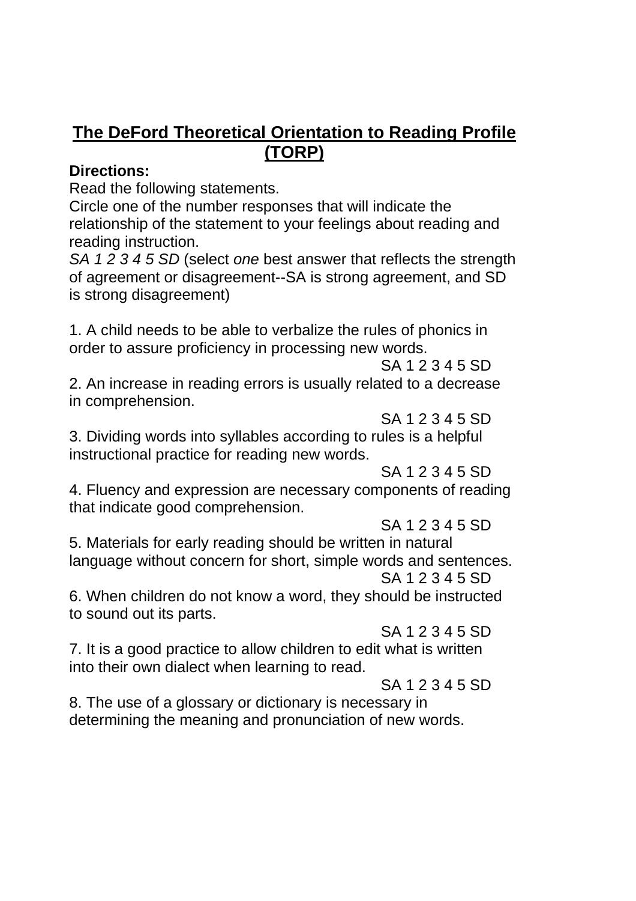# The DeFord Theoretical Orientation to Reading Profile (TORP)

**Directions:**

Read the following statements.

Circle one of the number responses that will indicate the relationship of the statement to your feelings about reading and reading instruction.

*SA 1 2 3 4 5 SD* (select *one* best answer that reflects the strength of agreement or disagreement--SA is strong agreement, and SD is strong disagreement)

1. A child needs to be able to verbalize the rules of phonics in order to assure proficiency in processing new words.

   SA 1 2 3 4 5 SD

2. An increase in reading errors is usually related to a decrease in comprehension.

   SA 1 2 3 4 5 SD

3. Dividing words into syllables according to rules is a helpful instructional practice for reading new words.

   SA 1 2 3 4 5 SD

4. Fluency and expression are necessary components of reading that indicate good comprehension.

   SA 1 2 3 4 5 SD

5. Materials for early reading should be written in natural language without concern for short, simple words and sentences.

   SA 1 2 3 4 5 SD

6. When children do not know a word, they should be instructed to sound out its parts.

   SA 1 2 3 4 5 SD

7. It is a good practice to allow children to edit what is written into their own dialect when learning to read.

   SA 1 2 3 4 5 SD

8. The use of a glossary or dictionary is necessary in determining the meaning and pronunciation of new words.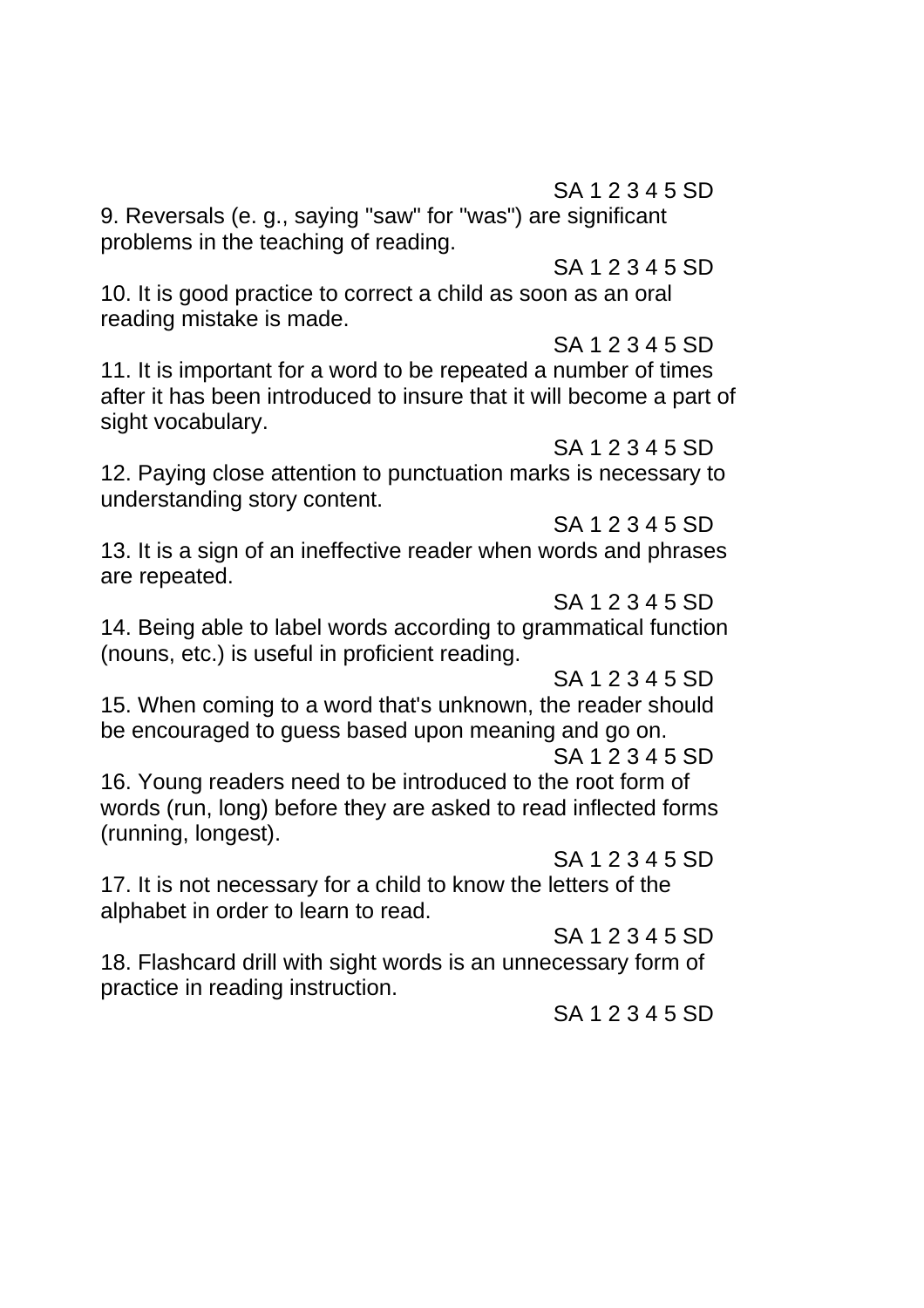SA 1 2 3 4 5 SD

9. Reversals (e. g., saying "saw" for "was") are significant problems in the teaching of reading.

SA 1 2 3 4 5 SD

10. It is good practice to correct a child as soon as an oral reading mistake is made.

SA 1 2 3 4 5 SD

11. It is important for a word to be repeated a number of times after it has been introduced to insure that it will become a part of sight vocabulary.

SA 1 2 3 4 5 SD

12. Paying close attention to punctuation marks is necessary to understanding story content.

SA 1 2 3 4 5 SD

13. It is a sign of an ineffective reader when words and phrases are repeated.

SA 1 2 3 4 5 SD

14. Being able to label words according to grammatical function (nouns, etc.) is useful in proficient reading.

SA 1 2 3 4 5 SD

15. When coming to a word that's unknown, the reader should be encouraged to guess based upon meaning and go on.

SA 1 2 3 4 5 SD

16. Young readers need to be introduced to the root form of words (run, long) before they are asked to read inflected forms (running, longest).

SA 1 2 3 4 5 SD

17. It is not necessary for a child to know the letters of the alphabet in order to learn to read.

SA 1 2 3 4 5 SD

18. Flashcard drill with sight words is an unnecessary form of practice in reading instruction.

SA 1 2 3 4 5 SD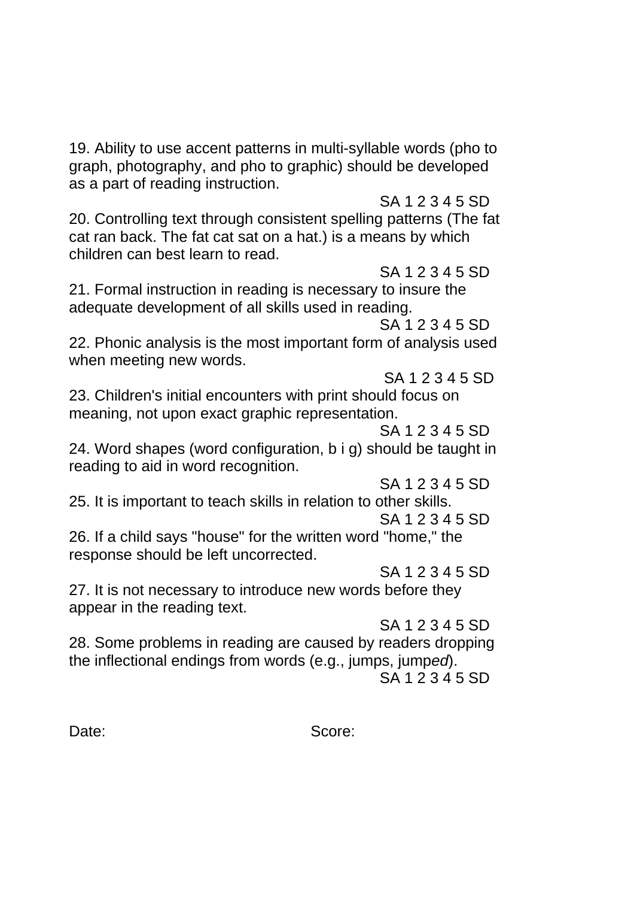19. Ability to use accent patterns in multi-syllable words (pho to graph, photography, and pho to graphic) should be developed as a part of reading instruction.

SA 1 2 3 4 5 SD

20. Controlling text through consistent spelling patterns (The fat cat ran back. The fat cat sat on a hat.) is a means by which children can best learn to read.

SA 1 2 3 4 5 SD

21. Formal instruction in reading is necessary to insure the adequate development of all skills used in reading.

SA 1 2 3 4 5 SD

22. Phonic analysis is the most important form of analysis used when meeting new words.

SA 1 2 3 4 5 SD

23. Children's initial encounters with print should focus on meaning, not upon exact graphic representation.

SA 1 2 3 4 5 SD

24. Word shapes (word configuration, b i g) should be taught in reading to aid in word recognition.

SA 1 2 3 4 5 SD

25. It is important to teach skills in relation to other skills.

SA 1 2 3 4 5 SD

26. If a child says "house" for the written word "home," the response should be left uncorrected.

SA 1 2 3 4 5 SD

27. It is not necessary to introduce new words before they appear in the reading text.

SA 1 2 3 4 5 SD

28. Some problems in reading are caused by readers dropping the inflectional endings from words (e.g., jumps, jump*ed*).

SA 1 2 3 4 5 SD

Date: Score: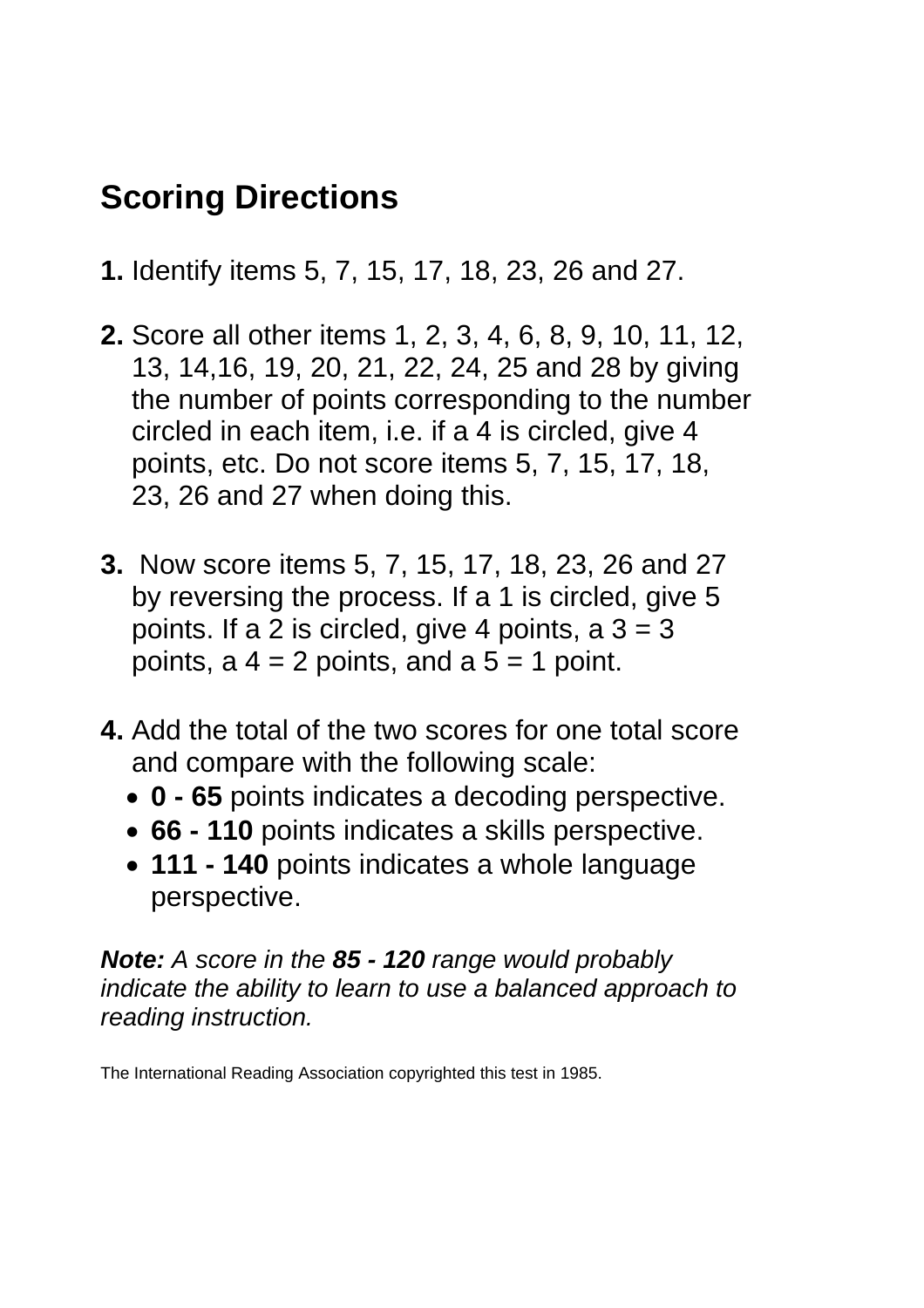## Scoring Directions

**1.** Identify items 5, 7, 15, 17, 18, 23, 26 and 27.

**2.** Score all other items 1, 2, 3, 4, 6, 8, 9, 10, 11, 12, 13, 14,16, 19, 20, 21, 22, 24, 25 and 28 by giving the number of points corresponding to the number circled in each item, i.e. if a 4 is circled, give 4 points, etc. Do not score items 5, 7, 15, 17, 18, 23, 26 and 27 when doing this.

**3.** Now score items 5, 7, 15, 17, 18, 23, 26 and 27 by reversing the process. If a 1 is circled, give 5 points. If a 2 is circled, give 4 points, a 3 = 3 points, a 4 = 2 points, and a 5 = 1 point.

**4.** Add the total of the two scores for one total score and compare with the following scale:

- **0 - 65** points indicates a decoding perspective.
- **66 - 110** points indicates a skills perspective.
- **111 - 140** points indicates a whole language perspective.

***Note:*** *A score in the* ***85 - 120*** *range would probably indicate the ability to learn to use a balanced approach to reading instruction.*

The International Reading Association copyrighted this test in 1985.